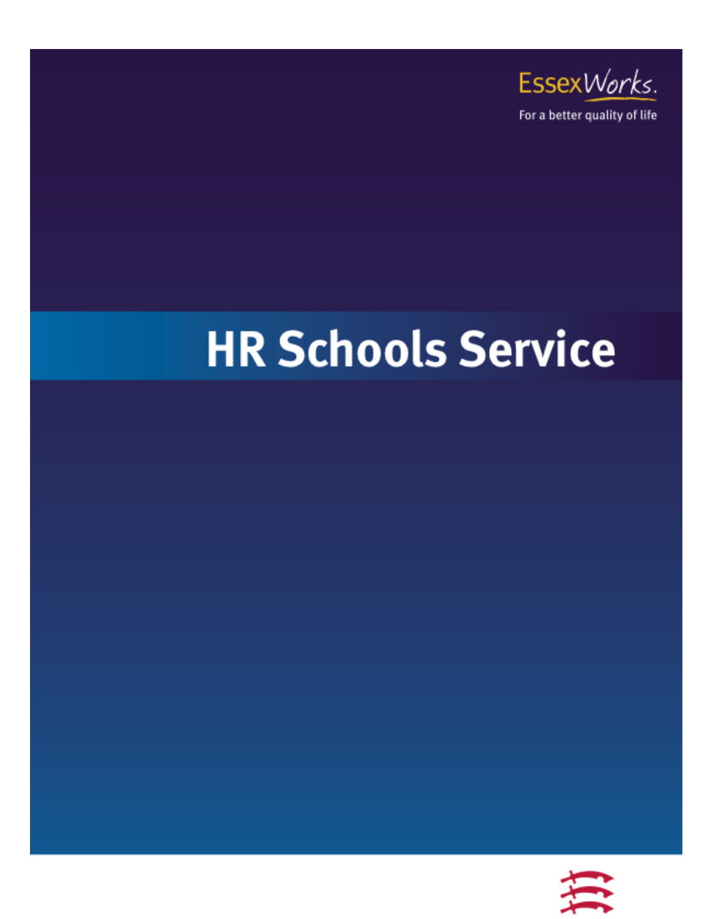EssexWorks.

For a better quality of life

# HR Schools Service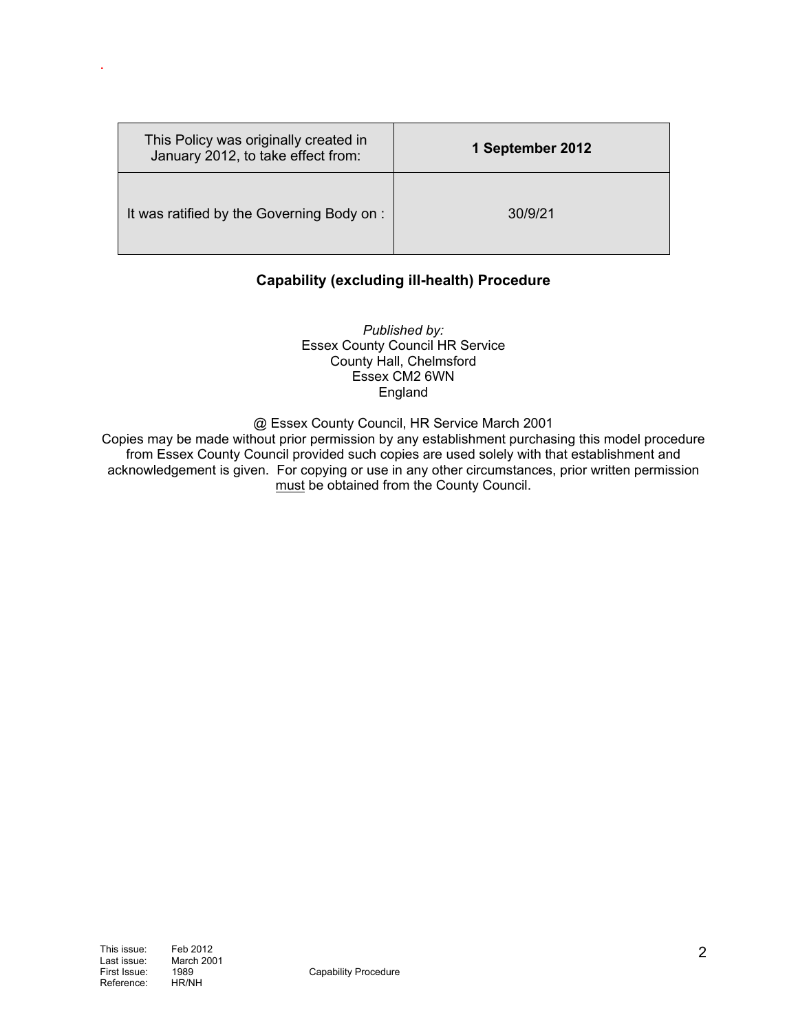| This Policy was originally created in January 2012, to take effect from: | **1 September 2012** |
|---|---|
| It was ratified by the Governing Body on : | 30/9/21 |

## Capability (excluding ill-health) Procedure

*Published by:*
Essex County Council HR Service
County Hall, Chelmsford
Essex CM2 6WN
England

@ Essex County Council, HR Service March 2001
Copies may be made without prior permission by any establishment purchasing this model procedure from Essex County Council provided such copies are used solely with that establishment and acknowledgement is given. For copying or use in any other circumstances, prior written permission must be obtained from the County Council.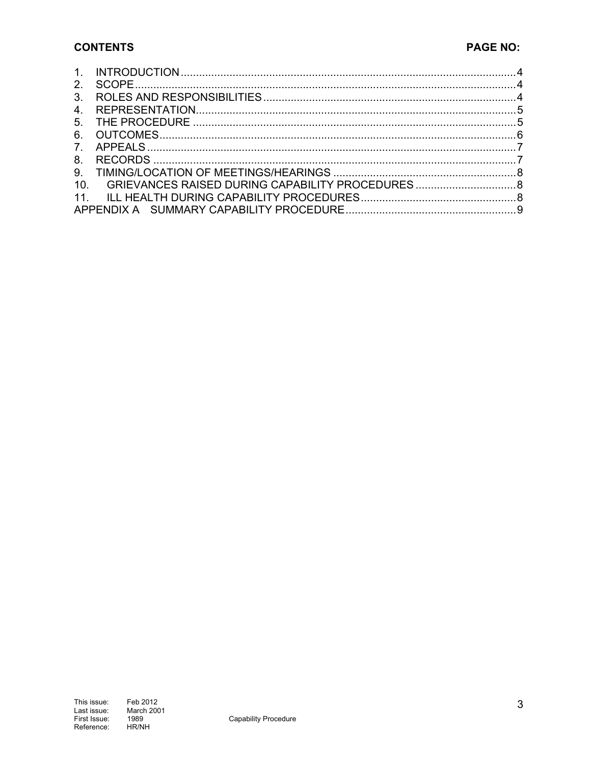**CONTENTS** **PAGE NO:**

| | | |
|---|---|---|
| 1. | INTRODUCTION | 4 |
| 2. | SCOPE | 4 |
| 3. | ROLES AND RESPONSIBILITIES | 4 |
| 4. | REPRESENTATION | 5 |
| 5. | THE PROCEDURE | 5 |
| 6. | OUTCOMES | 6 |
| 7. | APPEALS | 7 |
| 8. | RECORDS | 7 |
| 9. | TIMING/LOCATION OF MEETINGS/HEARINGS | 8 |
| 10. | GRIEVANCES RAISED DURING CAPABILITY PROCEDURES | 8 |
| 11. | ILL HEALTH DURING CAPABILITY PROCEDURES | 8 |
| APPENDIX A | SUMMARY CAPABILITY PROCEDURE | 9 |

This issue: Feb 2012
Last issue: March 2001
First Issue: 1989
Reference: HR/NH

Capability Procedure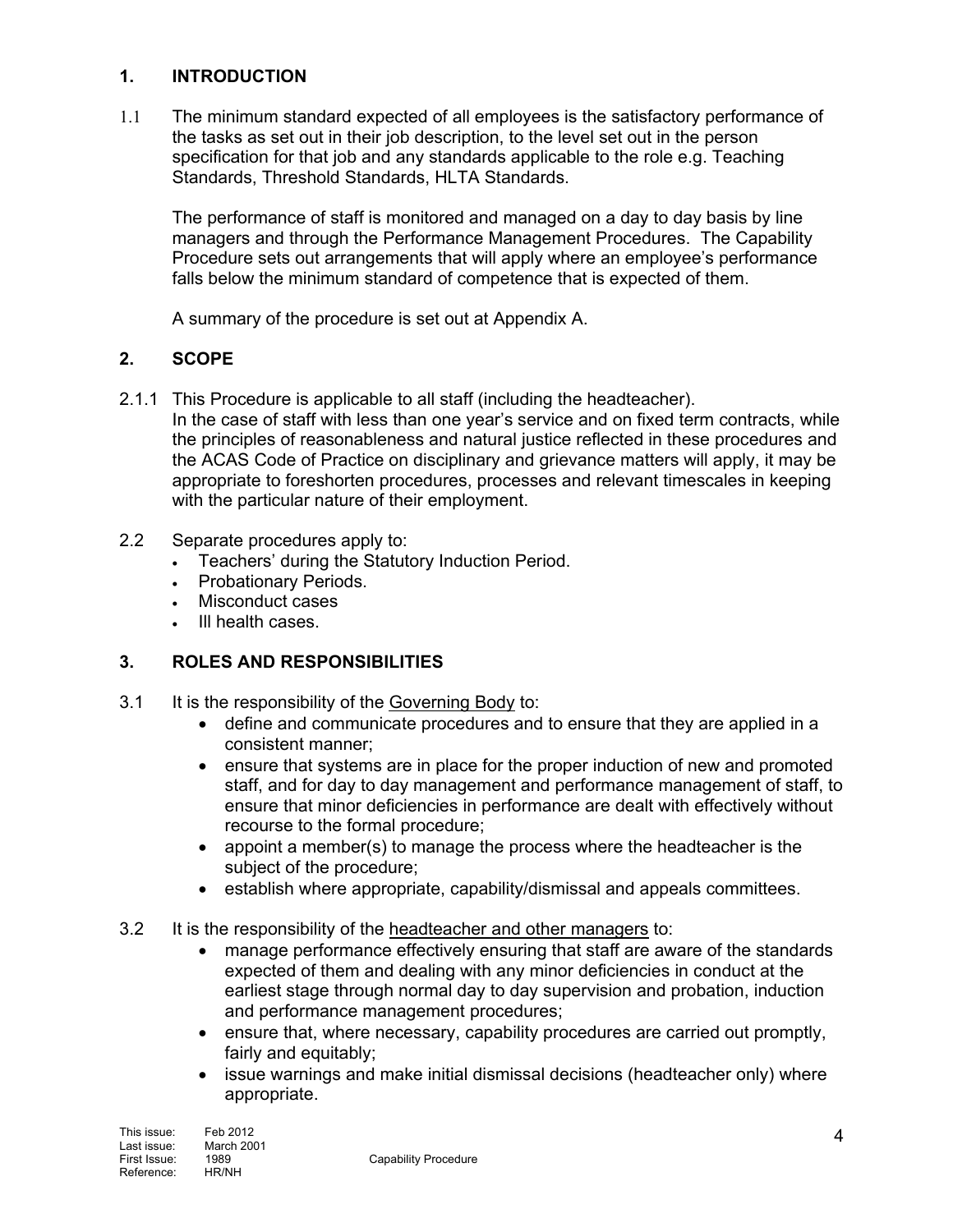## 1. INTRODUCTION

1.1 The minimum standard expected of all employees is the satisfactory performance of the tasks as set out in their job description, to the level set out in the person specification for that job and any standards applicable to the role e.g. Teaching Standards, Threshold Standards, HLTA Standards.

The performance of staff is monitored and managed on a day to day basis by line managers and through the Performance Management Procedures. The Capability Procedure sets out arrangements that will apply where an employee's performance falls below the minimum standard of competence that is expected of them.

A summary of the procedure is set out at Appendix A.

## 2. SCOPE

2.1.1 This Procedure is applicable to all staff (including the headteacher). In the case of staff with less than one year's service and on fixed term contracts, while the principles of reasonableness and natural justice reflected in these procedures and the ACAS Code of Practice on disciplinary and grievance matters will apply, it may be appropriate to foreshorten procedures, processes and relevant timescales in keeping with the particular nature of their employment.

2.2 Separate procedures apply to:

- Teachers' during the Statutory Induction Period.
- Probationary Periods.
- Misconduct cases
- Ill health cases.

## 3. ROLES AND RESPONSIBILITIES

3.1 It is the responsibility of the Governing Body to:

- define and communicate procedures and to ensure that they are applied in a consistent manner;
- ensure that systems are in place for the proper induction of new and promoted staff, and for day to day management and performance management of staff, to ensure that minor deficiencies in performance are dealt with effectively without recourse to the formal procedure;
- appoint a member(s) to manage the process where the headteacher is the subject of the procedure;
- establish where appropriate, capability/dismissal and appeals committees.

3.2 It is the responsibility of the headteacher and other managers to:

- manage performance effectively ensuring that staff are aware of the standards expected of them and dealing with any minor deficiencies in conduct at the earliest stage through normal day to day supervision and probation, induction and performance management procedures;
- ensure that, where necessary, capability procedures are carried out promptly, fairly and equitably;
- issue warnings and make initial dismissal decisions (headteacher only) where appropriate.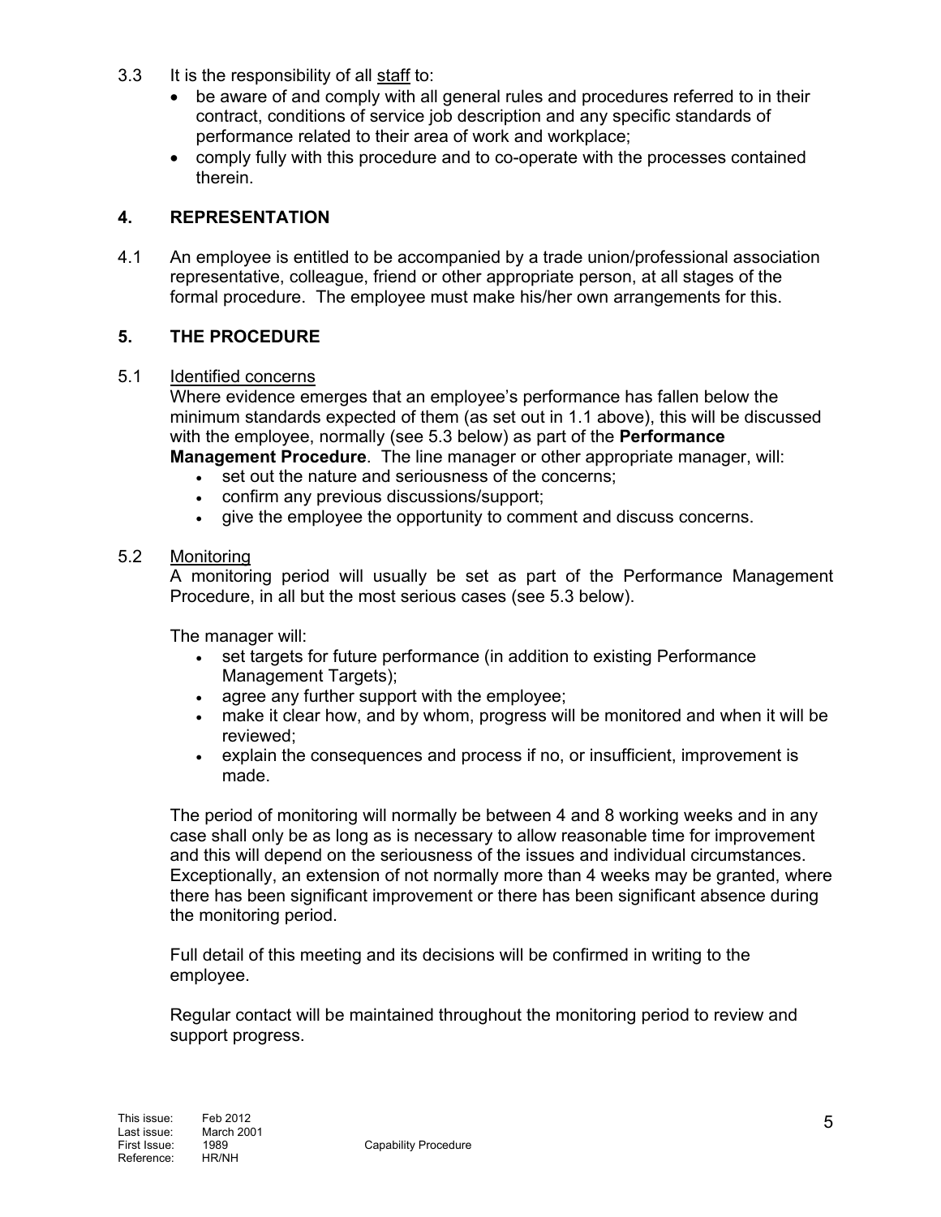3.3 It is the responsibility of all staff to:

- be aware of and comply with all general rules and procedures referred to in their contract, conditions of service job description and any specific standards of performance related to their area of work and workplace;
- comply fully with this procedure and to co-operate with the processes contained therein.

## 4. REPRESENTATION

4.1 An employee is entitled to be accompanied by a trade union/professional association representative, colleague, friend or other appropriate person, at all stages of the formal procedure. The employee must make his/her own arrangements for this.

## 5. THE PROCEDURE

5.1 Identified concerns

Where evidence emerges that an employee's performance has fallen below the minimum standards expected of them (as set out in 1.1 above), this will be discussed with the employee, normally (see 5.3 below) as part of the **Performance Management Procedure**. The line manager or other appropriate manager, will:

- set out the nature and seriousness of the concerns;
- confirm any previous discussions/support;
- give the employee the opportunity to comment and discuss concerns.

5.2 Monitoring

A monitoring period will usually be set as part of the Performance Management Procedure, in all but the most serious cases (see 5.3 below).

The manager will:

- set targets for future performance (in addition to existing Performance Management Targets);
- agree any further support with the employee;
- make it clear how, and by whom, progress will be monitored and when it will be reviewed;
- explain the consequences and process if no, or insufficient, improvement is made.

The period of monitoring will normally be between 4 and 8 working weeks and in any case shall only be as long as is necessary to allow reasonable time for improvement and this will depend on the seriousness of the issues and individual circumstances. Exceptionally, an extension of not normally more than 4 weeks may be granted, where there has been significant improvement or there has been significant absence during the monitoring period.

Full detail of this meeting and its decisions will be confirmed in writing to the employee.

Regular contact will be maintained throughout the monitoring period to review and support progress.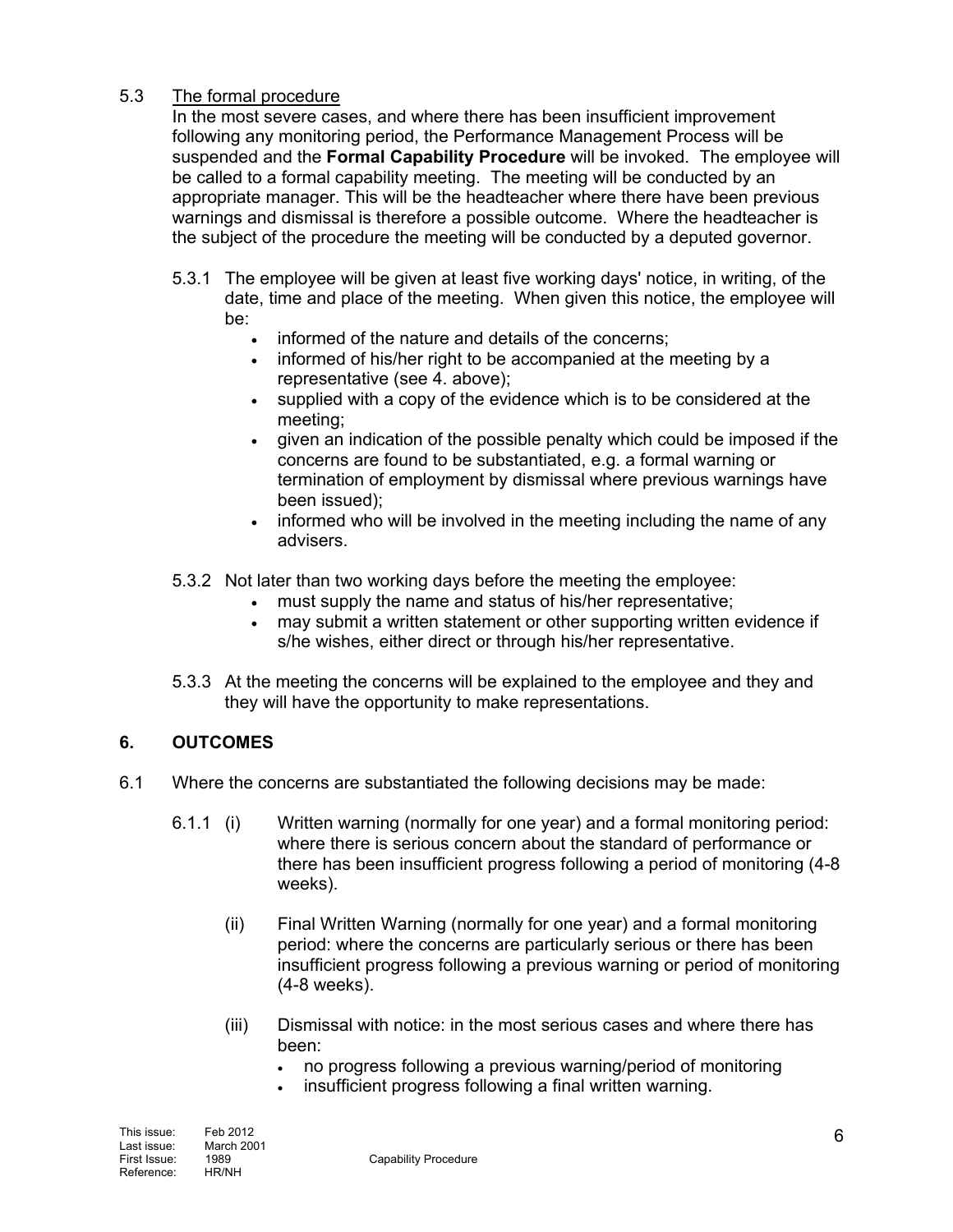### 5.3 The formal procedure

In the most severe cases, and where there has been insufficient improvement following any monitoring period, the Performance Management Process will be suspended and the **Formal Capability Procedure** will be invoked. The employee will be called to a formal capability meeting. The meeting will be conducted by an appropriate manager. This will be the headteacher where there have been previous warnings and dismissal is therefore a possible outcome. Where the headteacher is the subject of the procedure the meeting will be conducted by a deputed governor.

5.3.1 The employee will be given at least five working days' notice, in writing, of the date, time and place of the meeting. When given this notice, the employee will be:

- informed of the nature and details of the concerns;
- informed of his/her right to be accompanied at the meeting by a representative (see 4. above);
- supplied with a copy of the evidence which is to be considered at the meeting;
- given an indication of the possible penalty which could be imposed if the concerns are found to be substantiated, e.g. a formal warning or termination of employment by dismissal where previous warnings have been issued);
- informed who will be involved in the meeting including the name of any advisers.

5.3.2 Not later than two working days before the meeting the employee:

- must supply the name and status of his/her representative;
- may submit a written statement or other supporting written evidence if s/he wishes, either direct or through his/her representative.

5.3.3 At the meeting the concerns will be explained to the employee and they and they will have the opportunity to make representations.

## 6. OUTCOMES

6.1 Where the concerns are substantiated the following decisions may be made:

6.1.1 (i) Written warning (normally for one year) and a formal monitoring period: where there is serious concern about the standard of performance or there has been insufficient progress following a period of monitoring (4-8 weeks).

(ii) Final Written Warning (normally for one year) and a formal monitoring period: where the concerns are particularly serious or there has been insufficient progress following a previous warning or period of monitoring (4-8 weeks).

(iii) Dismissal with notice: in the most serious cases and where there has been:

- no progress following a previous warning/period of monitoring
- insufficient progress following a final written warning.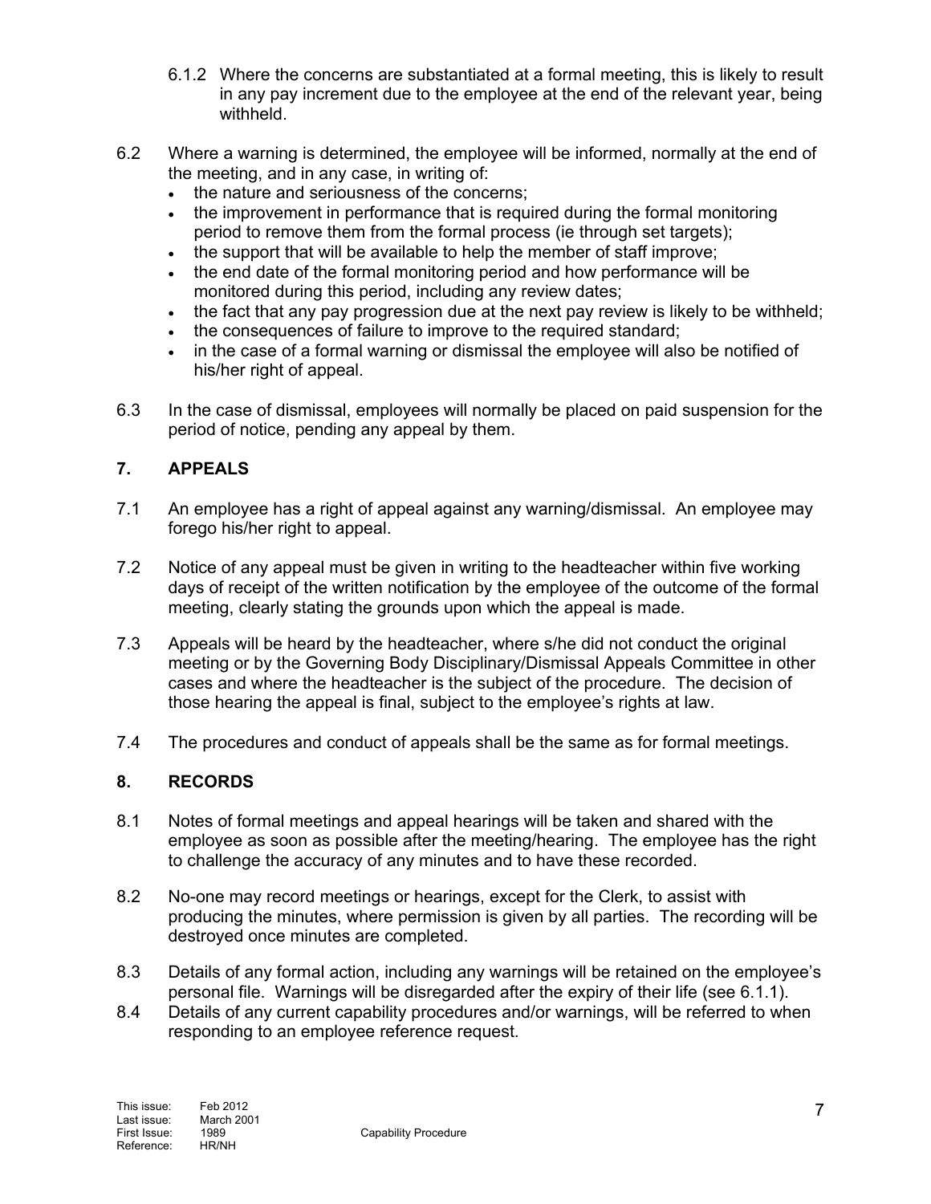6.1.2 Where the concerns are substantiated at a formal meeting, this is likely to result in any pay increment due to the employee at the end of the relevant year, being withheld.

6.2 Where a warning is determined, the employee will be informed, normally at the end of the meeting, and in any case, in writing of:

- the nature and seriousness of the concerns;
- the improvement in performance that is required during the formal monitoring period to remove them from the formal process (ie through set targets);
- the support that will be available to help the member of staff improve;
- the end date of the formal monitoring period and how performance will be monitored during this period, including any review dates;
- the fact that any pay progression due at the next pay review is likely to be withheld;
- the consequences of failure to improve to the required standard;
- in the case of a formal warning or dismissal the employee will also be notified of his/her right of appeal.

6.3 In the case of dismissal, employees will normally be placed on paid suspension for the period of notice, pending any appeal by them.

## 7. APPEALS

7.1 An employee has a right of appeal against any warning/dismissal. An employee may forego his/her right to appeal.

7.2 Notice of any appeal must be given in writing to the headteacher within five working days of receipt of the written notification by the employee of the outcome of the formal meeting, clearly stating the grounds upon which the appeal is made.

7.3 Appeals will be heard by the headteacher, where s/he did not conduct the original meeting or by the Governing Body Disciplinary/Dismissal Appeals Committee in other cases and where the headteacher is the subject of the procedure. The decision of those hearing the appeal is final, subject to the employee's rights at law.

7.4 The procedures and conduct of appeals shall be the same as for formal meetings.

## 8. RECORDS

8.1 Notes of formal meetings and appeal hearings will be taken and shared with the employee as soon as possible after the meeting/hearing. The employee has the right to challenge the accuracy of any minutes and to have these recorded.

8.2 No-one may record meetings or hearings, except for the Clerk, to assist with producing the minutes, where permission is given by all parties. The recording will be destroyed once minutes are completed.

8.3 Details of any formal action, including any warnings will be retained on the employee's personal file. Warnings will be disregarded after the expiry of their life (see 6.1.1).

8.4 Details of any current capability procedures and/or warnings, will be referred to when responding to an employee reference request.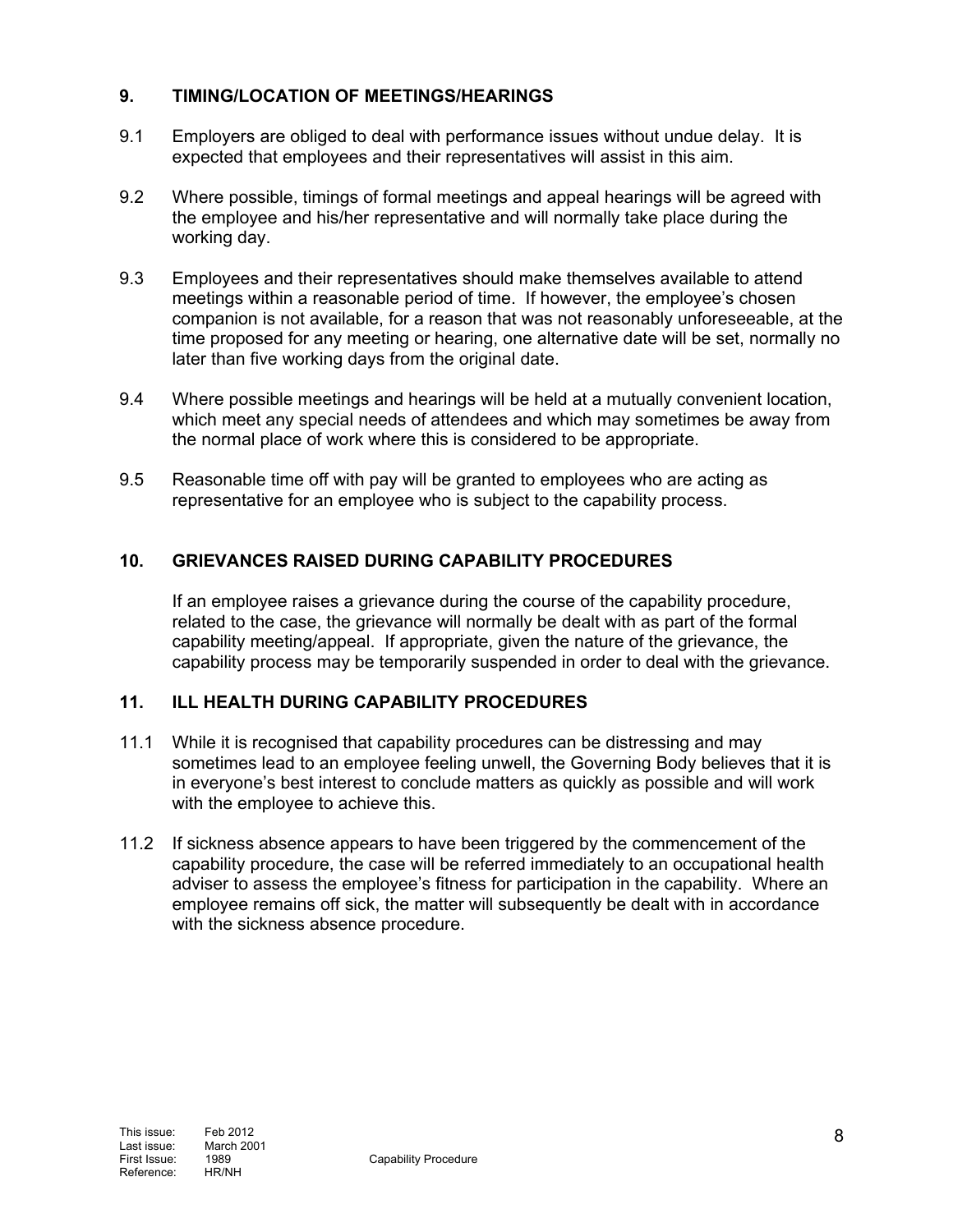## 9. TIMING/LOCATION OF MEETINGS/HEARINGS

9.1 Employers are obliged to deal with performance issues without undue delay. It is expected that employees and their representatives will assist in this aim.

9.2 Where possible, timings of formal meetings and appeal hearings will be agreed with the employee and his/her representative and will normally take place during the working day.

9.3 Employees and their representatives should make themselves available to attend meetings within a reasonable period of time. If however, the employee's chosen companion is not available, for a reason that was not reasonably unforeseeable, at the time proposed for any meeting or hearing, one alternative date will be set, normally no later than five working days from the original date.

9.4 Where possible meetings and hearings will be held at a mutually convenient location, which meet any special needs of attendees and which may sometimes be away from the normal place of work where this is considered to be appropriate.

9.5 Reasonable time off with pay will be granted to employees who are acting as representative for an employee who is subject to the capability process.

## 10. GRIEVANCES RAISED DURING CAPABILITY PROCEDURES

If an employee raises a grievance during the course of the capability procedure, related to the case, the grievance will normally be dealt with as part of the formal capability meeting/appeal. If appropriate, given the nature of the grievance, the capability process may be temporarily suspended in order to deal with the grievance.

## 11. ILL HEALTH DURING CAPABILITY PROCEDURES

11.1 While it is recognised that capability procedures can be distressing and may sometimes lead to an employee feeling unwell, the Governing Body believes that it is in everyone's best interest to conclude matters as quickly as possible and will work with the employee to achieve this.

11.2 If sickness absence appears to have been triggered by the commencement of the capability procedure, the case will be referred immediately to an occupational health adviser to assess the employee's fitness for participation in the capability. Where an employee remains off sick, the matter will subsequently be dealt with in accordance with the sickness absence procedure.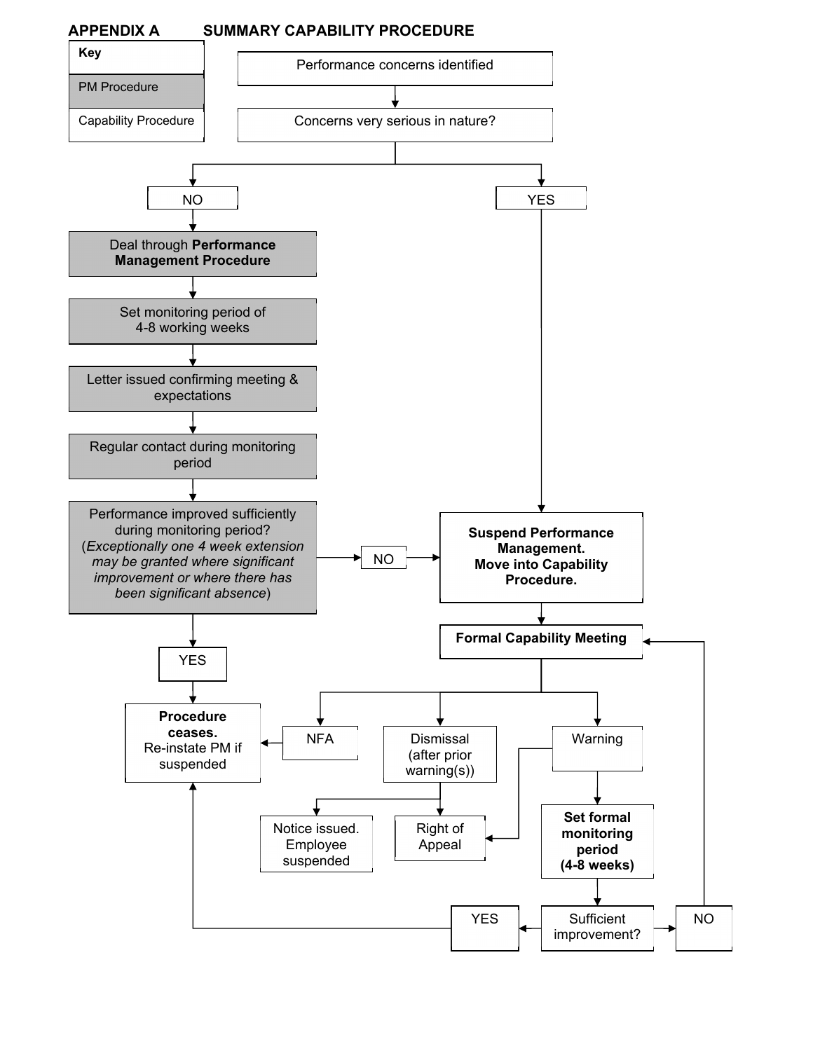## APPENDIX A SUMMARY CAPABILITY PROCEDURE

**Key**

| Key |
| --- |
| PM Procedure |
| Capability Procedure |

Performance concerns identified

Concerns very serious in nature?

NO

Deal through **Performance Management Procedure**

Set monitoring period of 4-8 working weeks

Letter issued confirming meeting & expectations

Regular contact during monitoring period

Performance improved sufficiently during monitoring period? (*Exceptionally one 4 week extension may be granted where significant improvement or where there has been significant absence*)

YES

**Procedure ceases.** Re-instate PM if suspended

NO

YES

**Suspend Performance Management. Move into Capability Procedure.**

**Formal Capability Meeting**

NFA

Dismissal (after prior warning(s))

Notice issued. Employee suspended

Right of Appeal

Warning

**Set formal monitoring period (4-8 weeks)**

Sufficient improvement?

YES

NO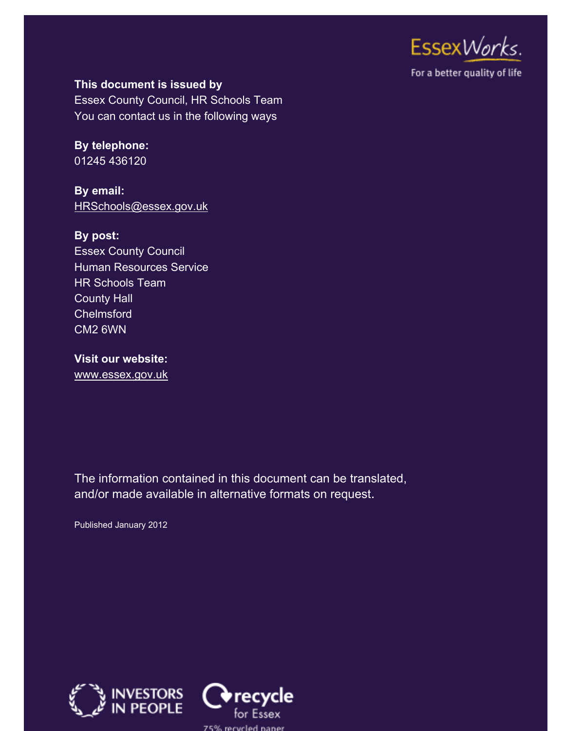EssexWorks.
For a better quality of life

**This document is issued by**
Essex County Council, HR Schools Team
You can contact us in the following ways

**By telephone:**
01245 436120

**By email:**
HRSchools@essex.gov.uk

**By post:**
Essex County Council
Human Resources Service
HR Schools Team
County Hall
Chelmsford
CM2 6WN

**Visit our website:**
www.essex.gov.uk

The information contained in this document can be translated, and/or made available in alternative formats on request.

Published January 2012

INVESTORS IN PEOPLE

recycle for Essex
75% recycled paper